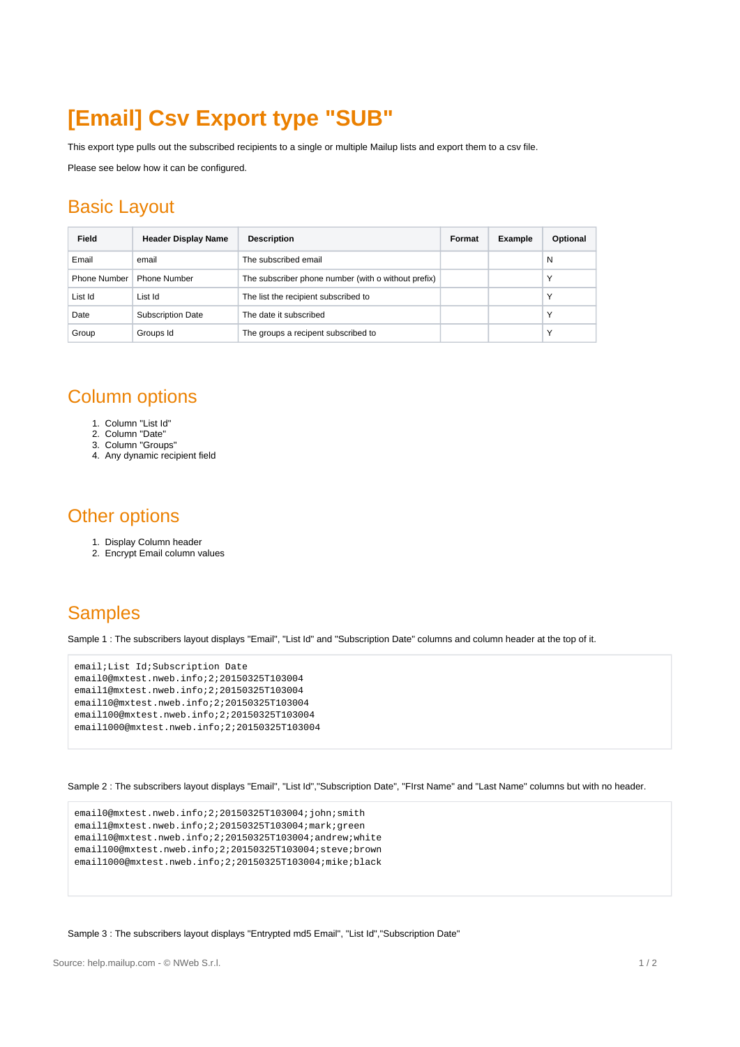# [Email] Csv Export type "SUB"

This export type pulls out the subscribed recipients to a single or multiple Mailup lists and export them to a csv file.

Please see below how it can be configured.

## Basic Layout

| Field | Header Display Name | Description | Format | Example | Optional |
|---|---|---|---|---|---|
| Email | email | The subscribed email | | | N |
| Phone Number | Phone Number | The subscriber phone number (with o without prefix) | | | Y |
| List Id | List Id | The list the recipient subscribed to | | | Y |
| Date | Subscription Date | The date it subscribed | | | Y |
| Group | Groups Id | The groups a recipent subscribed to | | | Y |

## Column options

1. Column "List Id"
2. Column "Date"
3. Column "Groups"
4. Any dynamic recipient field

## Other options

1. Display Column header
2. Encrypt Email column values

## Samples

Sample 1 : The subscribers layout displays "Email", "List Id" and "Subscription Date" columns and column header at the top of it.

```
email;List Id;Subscription Date
email0@mxtest.nweb.info;2;20150325T103004
email1@mxtest.nweb.info;2;20150325T103004
email10@mxtest.nweb.info;2;20150325T103004
email100@mxtest.nweb.info;2;20150325T103004
email1000@mxtest.nweb.info;2;20150325T103004
```

Sample 2 : The subscribers layout displays "Email", "List Id","Subscription Date", "FIrst Name" and "Last Name" columns but with no header.

```
email0@mxtest.nweb.info;2;20150325T103004;john;smith
email1@mxtest.nweb.info;2;20150325T103004;mark;green
email10@mxtest.nweb.info;2;20150325T103004;andrew;white
email100@mxtest.nweb.info;2;20150325T103004;steve;brown
email1000@mxtest.nweb.info;2;20150325T103004;mike;black
```

Sample 3 : The subscribers layout displays "Entrypted md5 Email", "List Id","Subscription Date"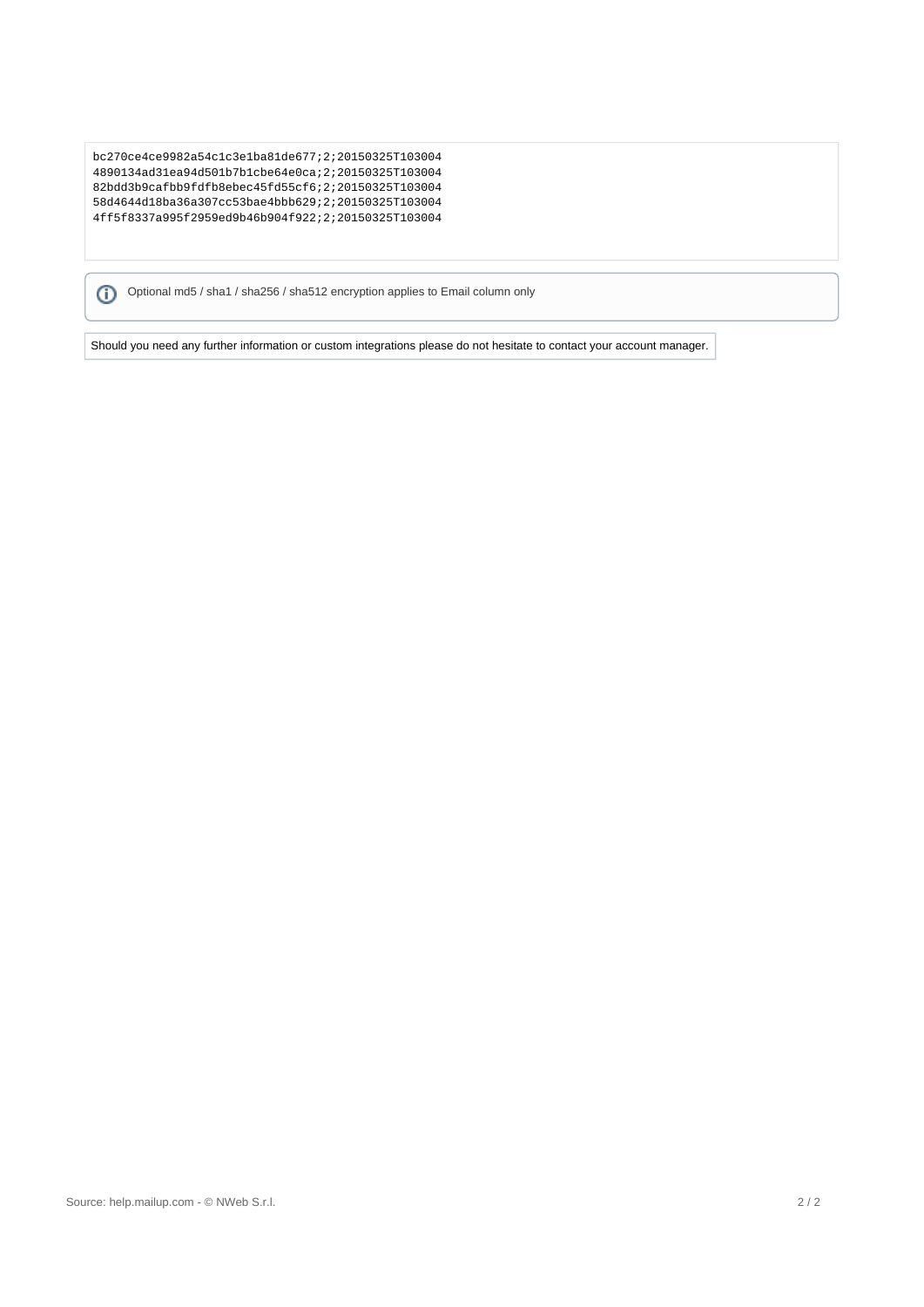```
bc270ce4ce9982a54c1c3e1ba81de677;2;20150325T103004
4890134ad31ea94d501b7b1cbe64e0ca;2;20150325T103004
82bdd3b9cafbb9fdfb8ebec45fd55cf6;2;20150325T103004
58d4644d18ba36a307cc53bae4bbb629;2;20150325T103004
4ff5f8337a995f2959ed9b46b904f922;2;20150325T103004
```

> ⓘ Optional md5 / sha1 / sha256 / sha512 encryption applies to Email column only

Should you need any further information or custom integrations please do not hesitate to contact your account manager.